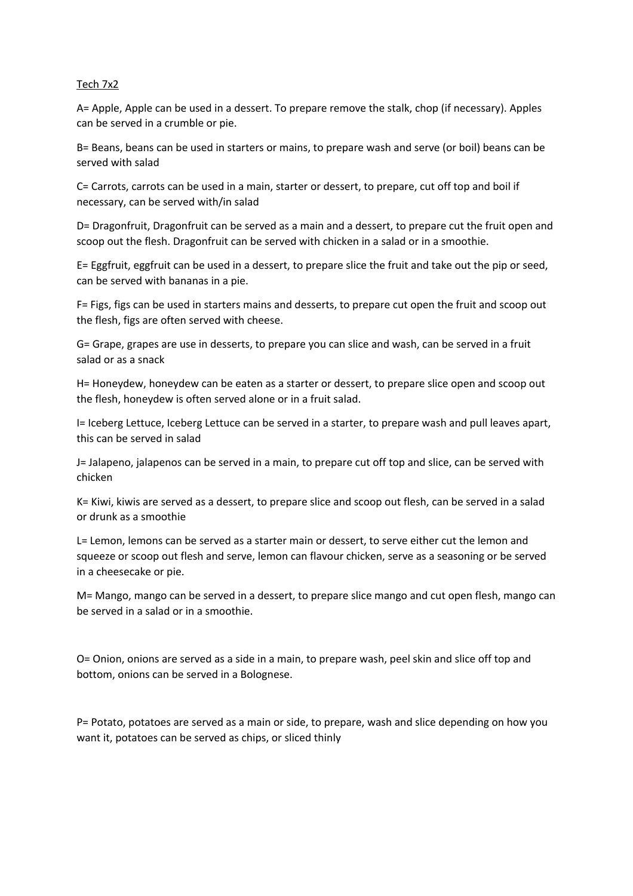<u>Tech 7x2</u>

A= Apple, Apple can be used in a dessert. To prepare remove the stalk, chop (if necessary). Apples can be served in a crumble or pie.

B= Beans, beans can be used in starters or mains, to prepare wash and serve (or boil) beans can be served with salad

C= Carrots, carrots can be used in a main, starter or dessert, to prepare, cut off top and boil if necessary, can be served with/in salad

D= Dragonfruit, Dragonfruit can be served as a main and a dessert, to prepare cut the fruit open and scoop out the flesh. Dragonfruit can be served with chicken in a salad or in a smoothie.

E= Eggfruit, eggfruit can be used in a dessert, to prepare slice the fruit and take out the pip or seed, can be served with bananas in a pie.

F= Figs, figs can be used in starters mains and desserts, to prepare cut open the fruit and scoop out the flesh, figs are often served with cheese.

G= Grape, grapes are use in desserts, to prepare you can slice and wash, can be served in a fruit salad or as a snack

H= Honeydew, honeydew can be eaten as a starter or dessert, to prepare slice open and scoop out the flesh, honeydew is often served alone or in a fruit salad.

I= Iceberg Lettuce, Iceberg Lettuce can be served in a starter, to prepare wash and pull leaves apart, this can be served in salad

J= Jalapeno, jalapenos can be served in a main, to prepare cut off top and slice, can be served with chicken

K= Kiwi, kiwis are served as a dessert, to prepare slice and scoop out flesh, can be served in a salad or drunk as a smoothie

L= Lemon, lemons can be served as a starter main or dessert, to serve either cut the lemon and squeeze or scoop out flesh and serve, lemon can flavour chicken, serve as a seasoning or be served in a cheesecake or pie.

M= Mango, mango can be served in a dessert, to prepare slice mango and cut open flesh, mango can be served in a salad or in a smoothie.

O= Onion, onions are served as a side in a main, to prepare wash, peel skin and slice off top and bottom, onions can be served in a Bolognese.

P= Potato, potatoes are served as a main or side, to prepare, wash and slice depending on how you want it, potatoes can be served as chips, or sliced thinly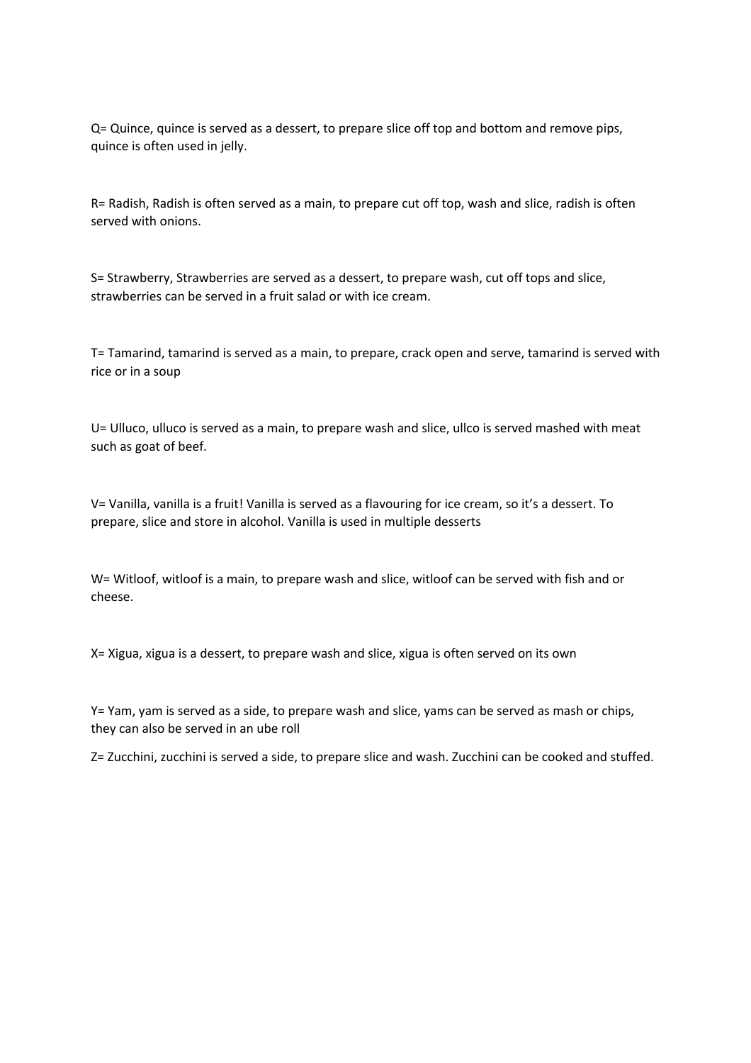Q= Quince, quince is served as a dessert, to prepare slice off top and bottom and remove pips, quince is often used in jelly.

R= Radish, Radish is often served as a main, to prepare cut off top, wash and slice, radish is often served with onions.

S= Strawberry, Strawberries are served as a dessert, to prepare wash, cut off tops and slice, strawberries can be served in a fruit salad or with ice cream.

T= Tamarind, tamarind is served as a main, to prepare, crack open and serve, tamarind is served with rice or in a soup

U= Ulluco, ulluco is served as a main, to prepare wash and slice, ullco is served mashed with meat such as goat of beef.

V= Vanilla, vanilla is a fruit! Vanilla is served as a flavouring for ice cream, so it's a dessert. To prepare, slice and store in alcohol. Vanilla is used in multiple desserts

W= Witloof, witloof is a main, to prepare wash and slice, witloof can be served with fish and or cheese.

X= Xigua, xigua is a dessert, to prepare wash and slice, xigua is often served on its own

Y= Yam, yam is served as a side, to prepare wash and slice, yams can be served as mash or chips, they can also be served in an ube roll

Z= Zucchini, zucchini is served a side, to prepare slice and wash. Zucchini can be cooked and stuffed.